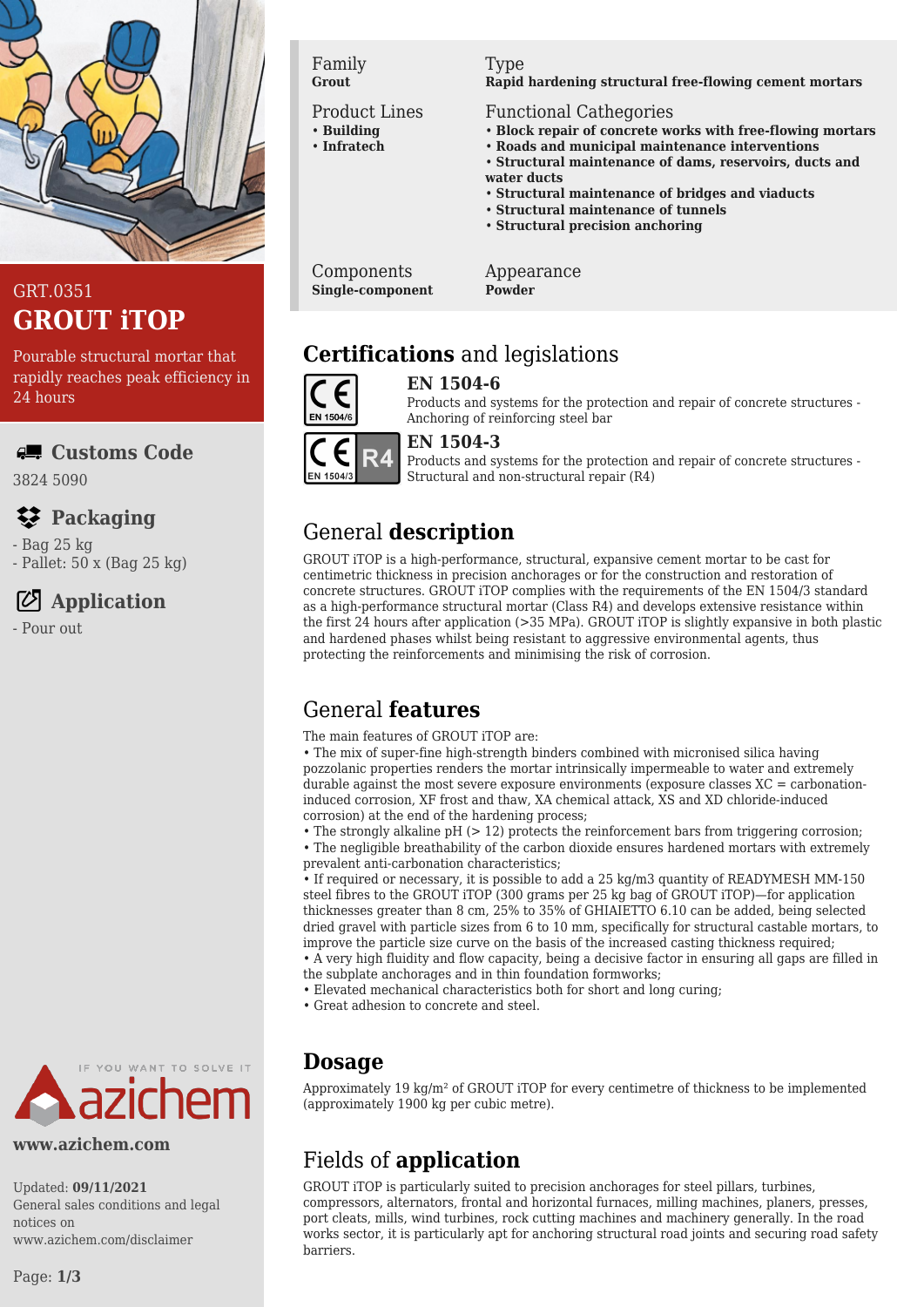GRT.0351

# GROUT iTOP

Pourable structural mortar that rapidly reaches peak efficiency in 24 hours

## Customs Code

3824 5090

## Packaging

- Bag 25 kg
- Pallet: 50 x (Bag 25 kg)

## Application

- Pour out

| Family | Type |
|---|---|
| **Grout** | **Rapid hardening structural free-flowing cement mortars** |

**Product Lines**
- **Building**
- **Infratech**

**Functional Cathegories**
- **Block repair of concrete works with free-flowing mortars**
- **Roads and municipal maintenance interventions**
- **Structural maintenance of dams, reservoirs, ducts and water ducts**
- **Structural maintenance of bridges and viaducts**
- **Structural maintenance of tunnels**
- **Structural precision anchoring**

| Components | Appearance |
|---|---|
| **Single-component** | **Powder** |

## Certifications and legislations

**EN 1504-6**
Products and systems for the protection and repair of concrete structures - Anchoring of reinforcing steel bar

**EN 1504-3**
Products and systems for the protection and repair of concrete structures - Structural and non-structural repair (R4)

## General description

GROUT iTOP is a high-performance, structural, expansive cement mortar to be cast for centimetric thickness in precision anchorages or for the construction and restoration of concrete structures. GROUT iTOP complies with the requirements of the EN 1504/3 standard as a high-performance structural mortar (Class R4) and develops extensive resistance within the first 24 hours after application (>35 MPa). GROUT iTOP is slightly expansive in both plastic and hardened phases whilst being resistant to aggressive environmental agents, thus protecting the reinforcements and minimising the risk of corrosion.

## General features

The main features of GROUT iTOP are:

- The mix of super-fine high-strength binders combined with micronised silica having pozzolanic properties renders the mortar intrinsically impermeable to water and extremely durable against the most severe exposure environments (exposure classes XC = carbonation-induced corrosion, XF frost and thaw, XA chemical attack, XS and XD chloride-induced corrosion) at the end of the hardening process;
- The strongly alkaline pH (> 12) protects the reinforcement bars from triggering corrosion;
- The negligible breathability of the carbon dioxide ensures hardened mortars with extremely prevalent anti-carbonation characteristics;
- If required or necessary, it is possible to add a 25 kg/m3 quantity of READYMESH MM-150 steel fibres to the GROUT iTOP (300 grams per 25 kg bag of GROUT iTOP)—for application thicknesses greater than 8 cm, 25% to 35% of GHIAIETTO 6.10 can be added, being selected dried gravel with particle sizes from 6 to 10 mm, specifically for structural castable mortars, to improve the particle size curve on the basis of the increased casting thickness required;
- A very high fluidity and flow capacity, being a decisive factor in ensuring all gaps are filled in the subplate anchorages and in thin foundation formworks;
- Elevated mechanical characteristics both for short and long curing;
- Great adhesion to concrete and steel.

## Dosage

Approximately 19 kg/m² of GROUT iTOP for every centimetre of thickness to be implemented (approximately 1900 kg per cubic metre).

## Fields of application

GROUT iTOP is particularly suited to precision anchorages for steel pillars, turbines, compressors, alternators, frontal and horizontal furnaces, milling machines, planers, presses, port cleats, mills, wind turbines, rock cutting machines and machinery generally. In the road works sector, it is particularly apt for anchoring structural road joints and securing road safety barriers.

IF YOU WANT TO SOLVE IT azichem

www.azichem.com

Updated: **09/11/2021**
General sales conditions and legal notices on www.azichem.com/disclaimer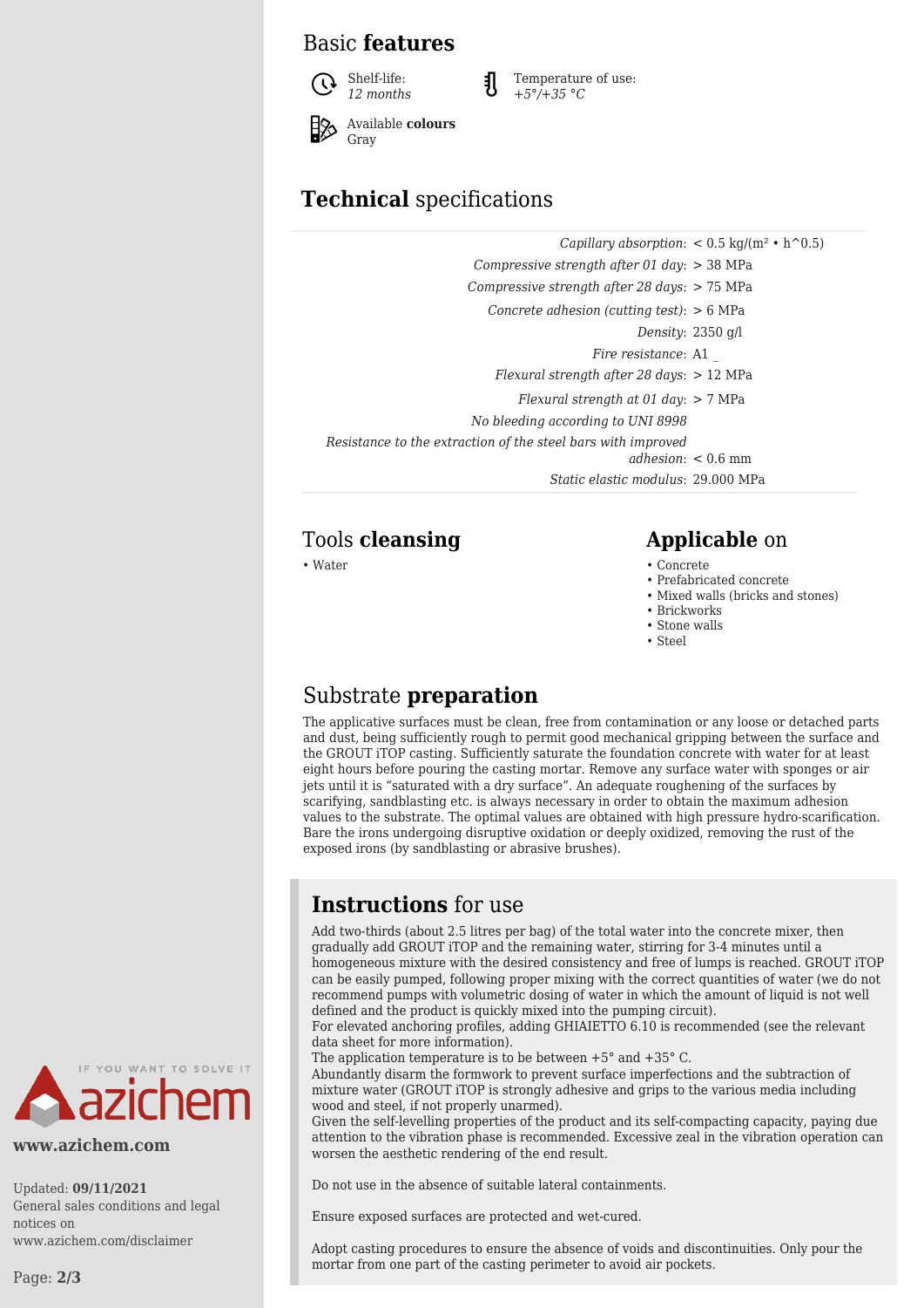## Basic **features**

Shelf-life:
*12 months*

Temperature of use:
*+5°/+35 °C*

Available **colours**
Gray

## **Technical** specifications

| Property | Value |
|---|---|
| *Capillary absorption* | < 0.5 kg/(m² • h^0.5) |
| *Compressive strength after 01 day* | > 38 MPa |
| *Compressive strength after 28 days* | > 75 MPa |
| *Concrete adhesion (cutting test)* | > 6 MPa |
| *Density* | 2350 g/l |
| *Fire resistance* | A1 _ |
| *Flexural strength after 28 days* | > 12 MPa |
| *Flexural strength at 01 day* | > 7 MPa |
| *No bleeding according to UNI 8998* | |
| *Resistance to the extraction of the steel bars with improved adhesion* | < 0.6 mm |
| *Static elastic modulus* | 29.000 MPa |

## Tools **cleansing**

- Water

## **Applicable** on

- Concrete
- Prefabricated concrete
- Mixed walls (bricks and stones)
- Brickworks
- Stone walls
- Steel

## Substrate **preparation**

The applicative surfaces must be clean, free from contamination or any loose or detached parts and dust, being sufficiently rough to permit good mechanical gripping between the surface and the GROUT iTOP casting. Sufficiently saturate the foundation concrete with water for at least eight hours before pouring the casting mortar. Remove any surface water with sponges or air jets until it is "saturated with a dry surface". An adequate roughening of the surfaces by scarifying, sandblasting etc. is always necessary in order to obtain the maximum adhesion values to the substrate. The optimal values are obtained with high pressure hydro-scarification. Bare the irons undergoing disruptive oxidation or deeply oxidized, removing the rust of the exposed irons (by sandblasting or abrasive brushes).

## **Instructions** for use

Add two-thirds (about 2.5 litres per bag) of the total water into the concrete mixer, then gradually add GROUT iTOP and the remaining water, stirring for 3-4 minutes until a homogeneous mixture with the desired consistency and free of lumps is reached. GROUT iTOP can be easily pumped, following proper mixing with the correct quantities of water (we do not recommend pumps with volumetric dosing of water in which the amount of liquid is not well defined and the product is quickly mixed into the pumping circuit).
For elevated anchoring profiles, adding GHIAIETTO 6.10 is recommended (see the relevant data sheet for more information).
The application temperature is to be between +5° and +35° C.
Abundantly disarm the formwork to prevent surface imperfections and the subtraction of mixture water (GROUT iTOP is strongly adhesive and grips to the various media including wood and steel, if not properly unarmed).
Given the self-levelling properties of the product and its self-compacting capacity, paying due attention to the vibration phase is recommended. Excessive zeal in the vibration operation can worsen the aesthetic rendering of the end result.

Do not use in the absence of suitable lateral containments.

Ensure exposed surfaces are protected and wet-cured.

Adopt casting procedures to ensure the absence of voids and discontinuities. Only pour the mortar from one part of the casting perimeter to avoid air pockets.

IF YOU WANT TO SOLVE IT azichem

**www.azichem.com**

Updated: **09/11/2021**
General sales conditions and legal notices on www.azichem.com/disclaimer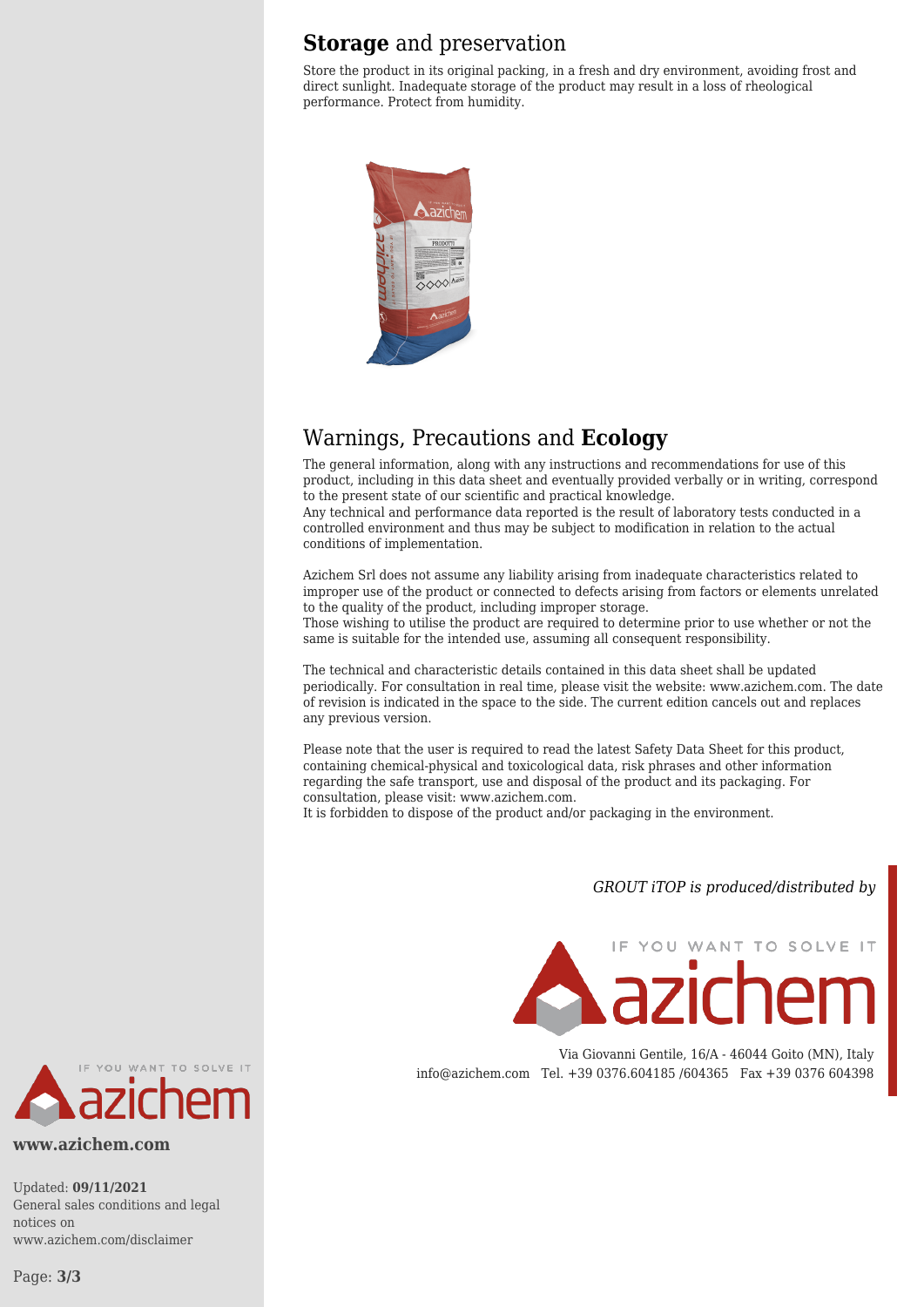## **Storage** and preservation

Store the product in its original packing, in a fresh and dry environment, avoiding frost and direct sunlight. Inadequate storage of the product may result in a loss of rheological performance. Protect from humidity.

## Warnings, Precautions and **Ecology**

The general information, along with any instructions and recommendations for use of this product, including in this data sheet and eventually provided verbally or in writing, correspond to the present state of our scientific and practical knowledge.
Any technical and performance data reported is the result of laboratory tests conducted in a controlled environment and thus may be subject to modification in relation to the actual conditions of implementation.

Azichem Srl does not assume any liability arising from inadequate characteristics related to improper use of the product or connected to defects arising from factors or elements unrelated to the quality of the product, including improper storage.
Those wishing to utilise the product are required to determine prior to use whether or not the same is suitable for the intended use, assuming all consequent responsibility.

The technical and characteristic details contained in this data sheet shall be updated periodically. For consultation in real time, please visit the website: www.azichem.com. The date of revision is indicated in the space to the side. The current edition cancels out and replaces any previous version.

Please note that the user is required to read the latest Safety Data Sheet for this product, containing chemical-physical and toxicological data, risk phrases and other information regarding the safe transport, use and disposal of the product and its packaging. For consultation, please visit: www.azichem.com.
It is forbidden to dispose of the product and/or packaging in the environment.

*GROUT iTOP is produced/distributed by*

IF YOU WANT TO SOLVE IT
azichem

Via Giovanni Gentile, 16/A - 46044 Goito (MN), Italy
info@azichem.com Tel. +39 0376.604185 /604365 Fax +39 0376 604398

IF YOU WANT TO SOLVE IT
azichem

**www.azichem.com**

Updated: **09/11/2021**
General sales conditions and legal notices on www.azichem.com/disclaimer